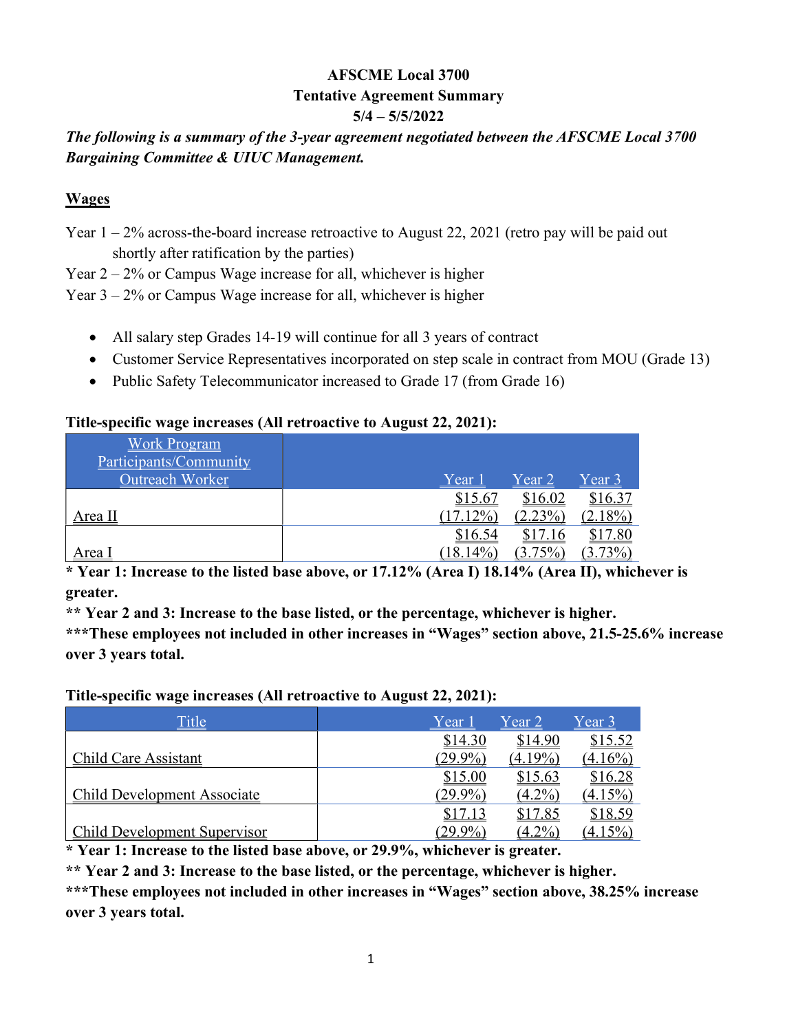**AFSCME Local 3700**
**Tentative Agreement Summary**
**5/4 – 5/5/2022**

***The following is a summary of the 3-year agreement negotiated between the AFSCME Local 3700 Bargaining Committee & UIUC Management.***

## Wages

Year 1 – 2% across-the-board increase retroactive to August 22, 2021 (retro pay will be paid out shortly after ratification by the parties)
Year 2 – 2% or Campus Wage increase for all, whichever is higher
Year 3 – 2% or Campus Wage increase for all, whichever is higher

- All salary step Grades 14-19 will continue for all 3 years of contract
- Customer Service Representatives incorporated on step scale in contract from MOU (Grade 13)
- Public Safety Telecommunicator increased to Grade 17 (from Grade 16)

**Title-specific wage increases (All retroactive to August 22, 2021):**

| Work Program Participants/Community Outreach Worker | Year 1 | Year 2 | Year 3 |
|---|---|---|---|
| Area II | $15.67 (17.12%) | $16.02 (2.23%) | $16.37 (2.18%) |
| Area I | $16.54 (18.14%) | $17.16 (3.75%) | $17.80 (3.73%) |

**\* Year 1: Increase to the listed base above, or 17.12% (Area I) 18.14% (Area II), whichever is greater.**
**\*\* Year 2 and 3: Increase to the base listed, or the percentage, whichever is higher.**
**\*\*\*These employees not included in other increases in "Wages" section above, 21.5-25.6% increase over 3 years total.**

**Title-specific wage increases (All retroactive to August 22, 2021):**

| Title | Year 1 | Year 2 | Year 3 |
|---|---|---|---|
| Child Care Assistant | $14.30 (29.9%) | $14.90 (4.19%) | $15.52 (4.16%) |
| Child Development Associate | $15.00 (29.9%) | $15.63 (4.2%) | $16.28 (4.15%) |
| Child Development Supervisor | $17.13 (29.9%) | $17.85 (4.2%) | $18.59 (4.15%) |

**\* Year 1: Increase to the listed base above, or 29.9%, whichever is greater.**
**\*\* Year 2 and 3: Increase to the base listed, or the percentage, whichever is higher.**
**\*\*\*These employees not included in other increases in "Wages" section above, 38.25% increase over 3 years total.**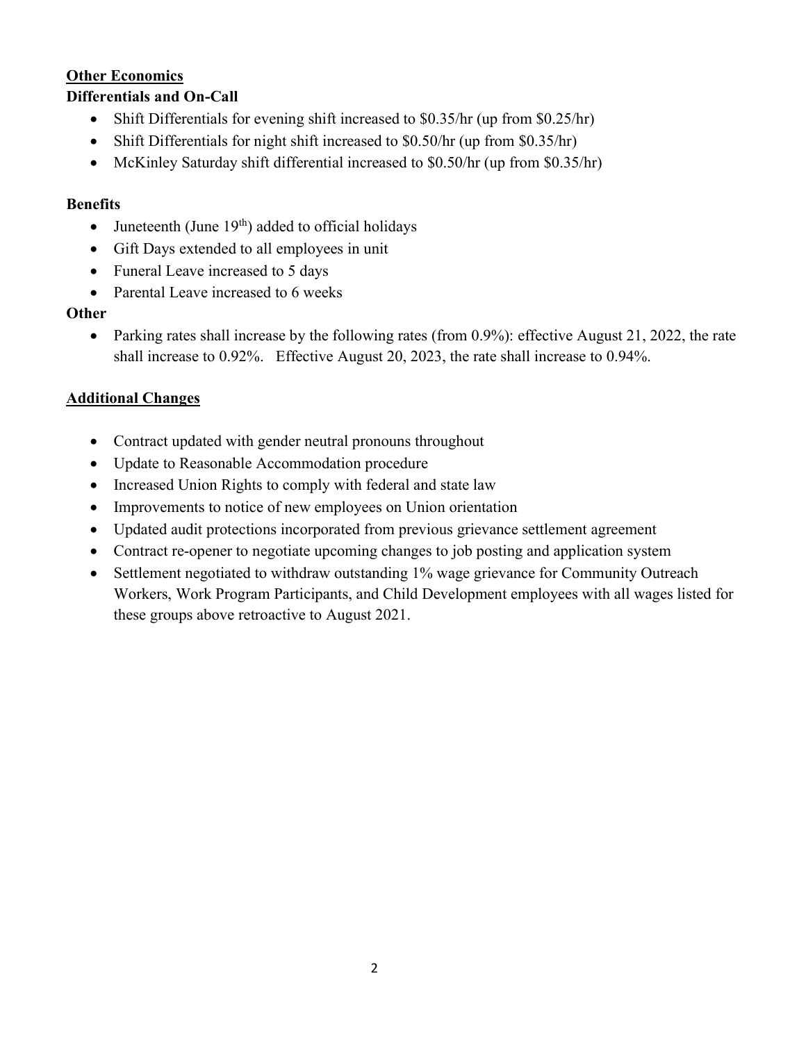## Other Economics

### Differentials and On-Call

- Shift Differentials for evening shift increased to $0.35/hr (up from $0.25/hr)
- Shift Differentials for night shift increased to $0.50/hr (up from $0.35/hr)
- McKinley Saturday shift differential increased to $0.50/hr (up from $0.35/hr)

### Benefits

- Juneteenth (June 19th) added to official holidays
- Gift Days extended to all employees in unit
- Funeral Leave increased to 5 days
- Parental Leave increased to 6 weeks

### Other

- Parking rates shall increase by the following rates (from 0.9%): effective August 21, 2022, the rate shall increase to 0.92%. Effective August 20, 2023, the rate shall increase to 0.94%.

## Additional Changes

- Contract updated with gender neutral pronouns throughout
- Update to Reasonable Accommodation procedure
- Increased Union Rights to comply with federal and state law
- Improvements to notice of new employees on Union orientation
- Updated audit protections incorporated from previous grievance settlement agreement
- Contract re-opener to negotiate upcoming changes to job posting and application system
- Settlement negotiated to withdraw outstanding 1% wage grievance for Community Outreach Workers, Work Program Participants, and Child Development employees with all wages listed for these groups above retroactive to August 2021.